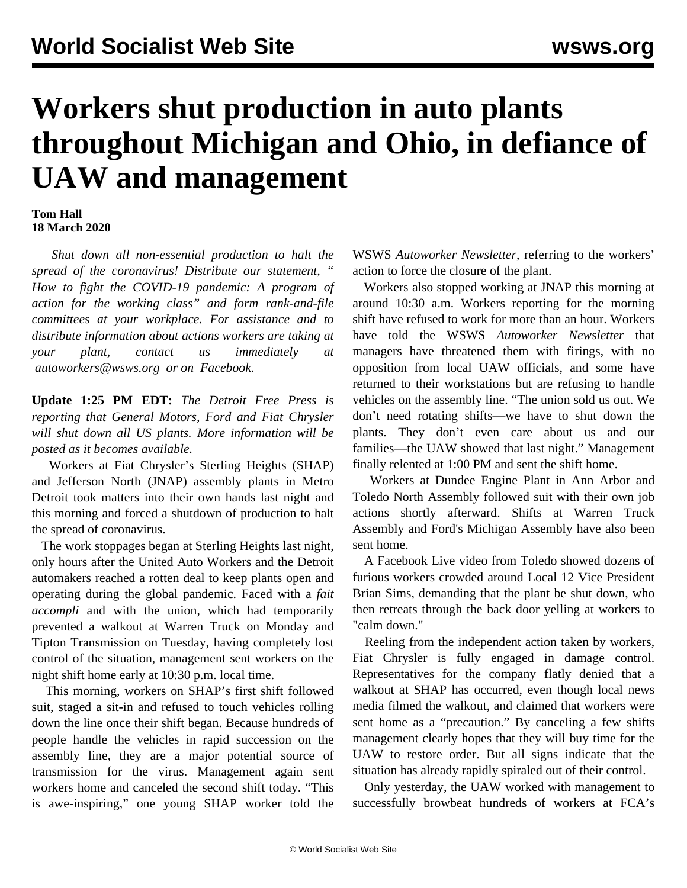# Workers shut production in auto plants throughout Michigan and Ohio, in defiance of UAW and management

**Tom Hall**
**18 March 2020**

*Shut down all non-essential production to halt the spread of the coronavirus! Distribute our statement, " How to fight the COVID-19 pandemic: A program of action for the working class" and form rank-and-file committees at your workplace. For assistance and to distribute information about actions workers are taking at your plant, contact us immediately at autoworkers@wsws.org or on Facebook.*

**Update 1:25 PM EDT:** *The Detroit Free Press is reporting that General Motors, Ford and Fiat Chrysler will shut down all US plants. More information will be posted as it becomes available.*

Workers at Fiat Chrysler's Sterling Heights (SHAP) and Jefferson North (JNAP) assembly plants in Metro Detroit took matters into their own hands last night and this morning and forced a shutdown of production to halt the spread of coronavirus.

The work stoppages began at Sterling Heights last night, only hours after the United Auto Workers and the Detroit automakers reached a rotten deal to keep plants open and operating during the global pandemic. Faced with a *fait accompli* and with the union, which had temporarily prevented a walkout at Warren Truck on Monday and Tipton Transmission on Tuesday, having completely lost control of the situation, management sent workers on the night shift home early at 10:30 p.m. local time.

This morning, workers on SHAP's first shift followed suit, staged a sit-in and refused to touch vehicles rolling down the line once their shift began. Because hundreds of people handle the vehicles in rapid succession on the assembly line, they are a major potential source of transmission for the virus. Management again sent workers home and canceled the second shift today. "This is awe-inspiring," one young SHAP worker told the WSWS *Autoworker Newsletter*, referring to the workers' action to force the closure of the plant.

Workers also stopped working at JNAP this morning at around 10:30 a.m. Workers reporting for the morning shift have refused to work for more than an hour. Workers have told the WSWS *Autoworker Newsletter* that managers have threatened them with firings, with no opposition from local UAW officials, and some have returned to their workstations but are refusing to handle vehicles on the assembly line. "The union sold us out. We don't need rotating shifts—we have to shut down the plants. They don't even care about us and our families—the UAW showed that last night." Management finally relented at 1:00 PM and sent the shift home.

Workers at Dundee Engine Plant in Ann Arbor and Toledo North Assembly followed suit with their own job actions shortly afterward. Shifts at Warren Truck Assembly and Ford's Michigan Assembly have also been sent home.

A Facebook Live video from Toledo showed dozens of furious workers crowded around Local 12 Vice President Brian Sims, demanding that the plant be shut down, who then retreats through the back door yelling at workers to "calm down."

Reeling from the independent action taken by workers, Fiat Chrysler is fully engaged in damage control. Representatives for the company flatly denied that a walkout at SHAP has occurred, even though local news media filmed the walkout, and claimed that workers were sent home as a "precaution." By canceling a few shifts management clearly hopes that they will buy time for the UAW to restore order. But all signs indicate that the situation has already rapidly spiraled out of their control.

Only yesterday, the UAW worked with management to successfully browbeat hundreds of workers at FCA's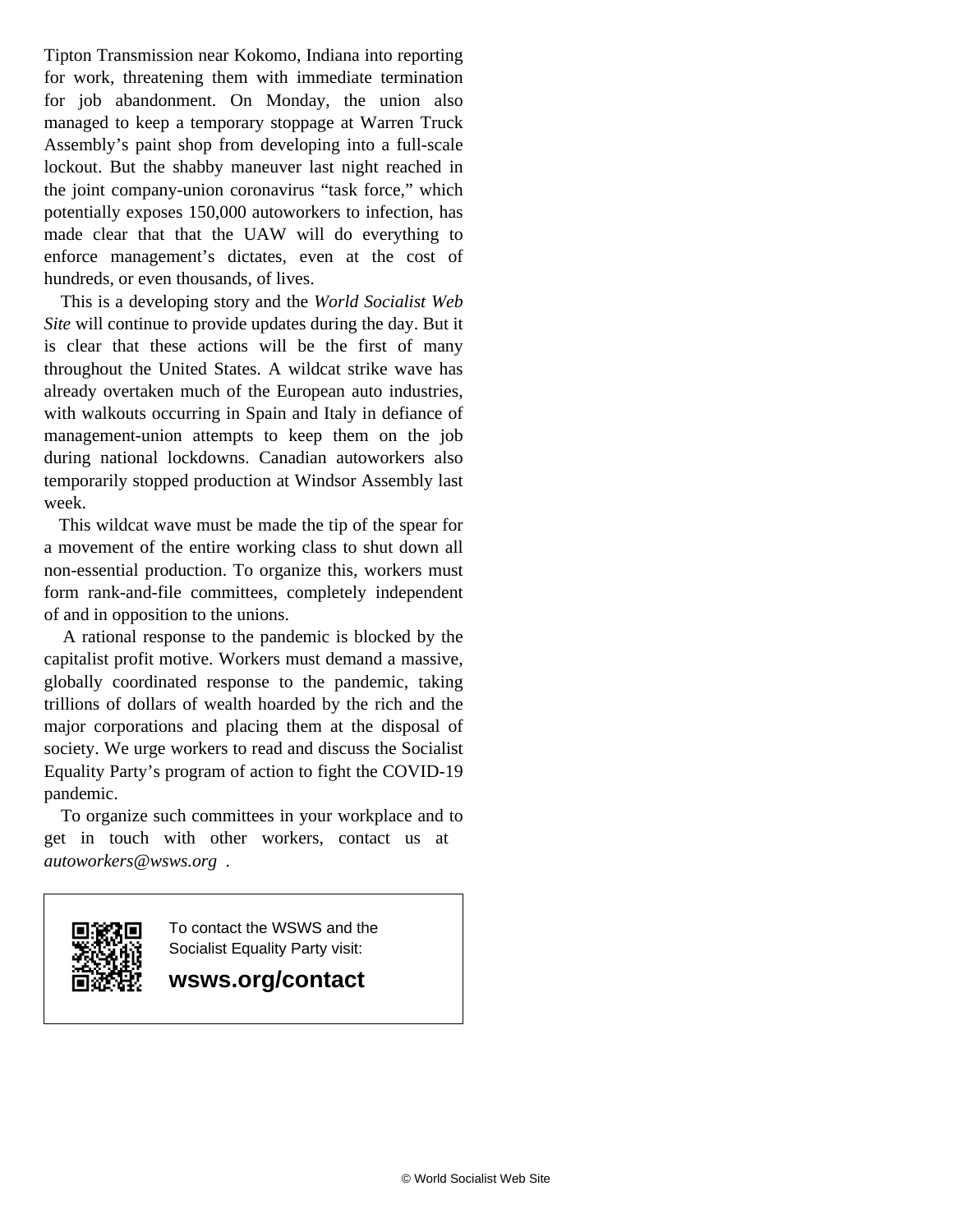Tipton Transmission near Kokomo, Indiana into reporting for work, threatening them with immediate termination for job abandonment. On Monday, the union also managed to keep a temporary stoppage at Warren Truck Assembly's paint shop from developing into a full-scale lockout. But the shabby maneuver last night reached in the joint company-union coronavirus "task force," which potentially exposes 150,000 autoworkers to infection, has made clear that that the UAW will do everything to enforce management's dictates, even at the cost of hundreds, or even thousands, of lives.

This is a developing story and the *World Socialist Web Site* will continue to provide updates during the day. But it is clear that these actions will be the first of many throughout the United States. A wildcat strike wave has already overtaken much of the European auto industries, with walkouts occurring in Spain and Italy in defiance of management-union attempts to keep them on the job during national lockdowns. Canadian autoworkers also temporarily stopped production at Windsor Assembly last week.

This wildcat wave must be made the tip of the spear for a movement of the entire working class to shut down all non-essential production. To organize this, workers must form rank-and-file committees, completely independent of and in opposition to the unions.

A rational response to the pandemic is blocked by the capitalist profit motive. Workers must demand a massive, globally coordinated response to the pandemic, taking trillions of dollars of wealth hoarded by the rich and the major corporations and placing them at the disposal of society. We urge workers to read and discuss the Socialist Equality Party's program of action to fight the COVID-19 pandemic.

To organize such committees in your workplace and to get in touch with other workers, contact us at *autoworkers@wsws.org* .

To contact the WSWS and the Socialist Equality Party visit:

**wsws.org/contact**